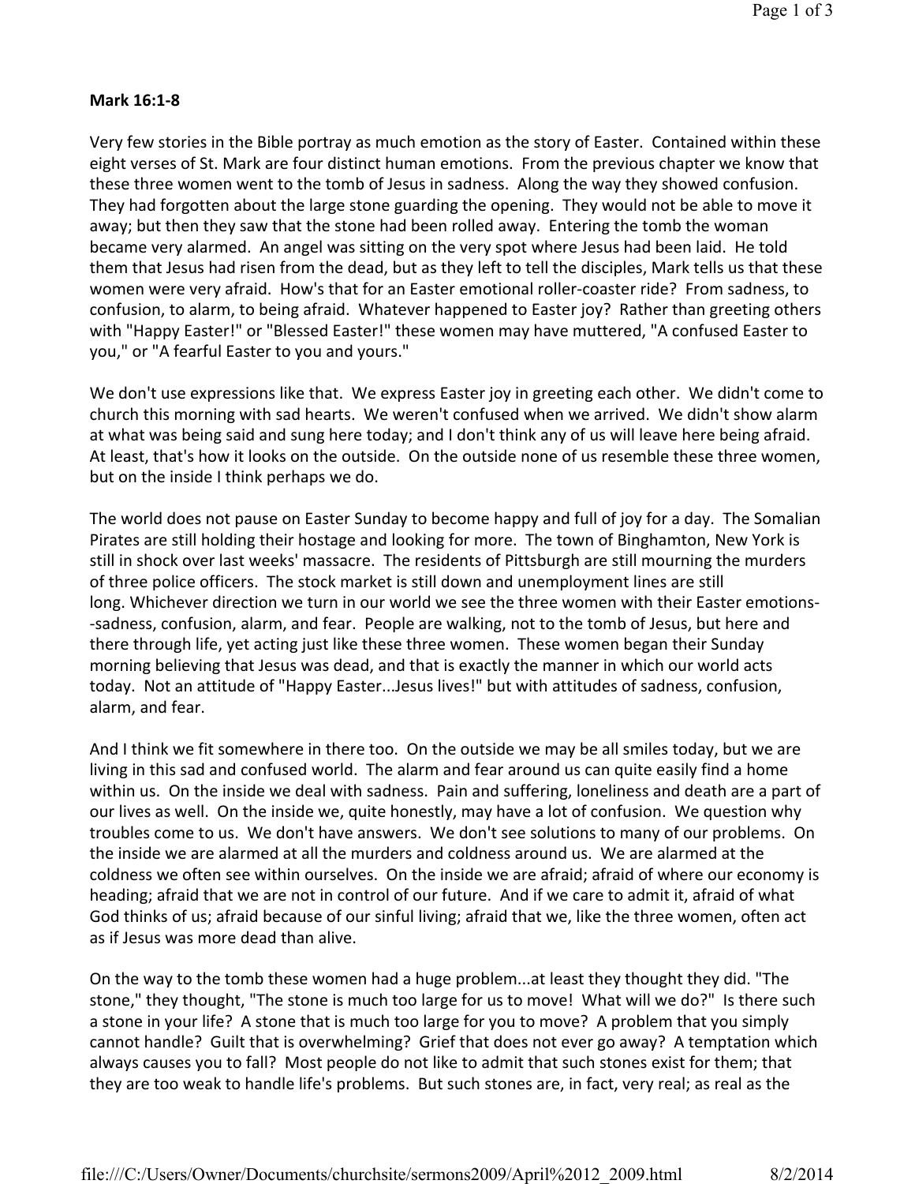**Mark 16:1-8**

Very few stories in the Bible portray as much emotion as the story of Easter. Contained within these eight verses of St. Mark are four distinct human emotions. From the previous chapter we know that these three women went to the tomb of Jesus in sadness. Along the way they showed confusion. They had forgotten about the large stone guarding the opening. They would not be able to move it away; but then they saw that the stone had been rolled away. Entering the tomb the woman became very alarmed. An angel was sitting on the very spot where Jesus had been laid. He told them that Jesus had risen from the dead, but as they left to tell the disciples, Mark tells us that these women were very afraid. How's that for an Easter emotional roller-coaster ride? From sadness, to confusion, to alarm, to being afraid. Whatever happened to Easter joy? Rather than greeting others with "Happy Easter!" or "Blessed Easter!" these women may have muttered, "A confused Easter to you," or "A fearful Easter to you and yours."

We don't use expressions like that. We express Easter joy in greeting each other. We didn't come to church this morning with sad hearts. We weren't confused when we arrived. We didn't show alarm at what was being said and sung here today; and I don't think any of us will leave here being afraid. At least, that's how it looks on the outside. On the outside none of us resemble these three women, but on the inside I think perhaps we do.

The world does not pause on Easter Sunday to become happy and full of joy for a day. The Somalian Pirates are still holding their hostage and looking for more. The town of Binghamton, New York is still in shock over last weeks' massacre. The residents of Pittsburgh are still mourning the murders of three police officers. The stock market is still down and unemployment lines are still long. Whichever direction we turn in our world we see the three women with their Easter emotions--sadness, confusion, alarm, and fear. People are walking, not to the tomb of Jesus, but here and there through life, yet acting just like these three women. These women began their Sunday morning believing that Jesus was dead, and that is exactly the manner in which our world acts today. Not an attitude of "Happy Easter...Jesus lives!" but with attitudes of sadness, confusion, alarm, and fear.

And I think we fit somewhere in there too. On the outside we may be all smiles today, but we are living in this sad and confused world. The alarm and fear around us can quite easily find a home within us. On the inside we deal with sadness. Pain and suffering, loneliness and death are a part of our lives as well. On the inside we, quite honestly, may have a lot of confusion. We question why troubles come to us. We don't have answers. We don't see solutions to many of our problems. On the inside we are alarmed at all the murders and coldness around us. We are alarmed at the coldness we often see within ourselves. On the inside we are afraid; afraid of where our economy is heading; afraid that we are not in control of our future. And if we care to admit it, afraid of what God thinks of us; afraid because of our sinful living; afraid that we, like the three women, often act as if Jesus was more dead than alive.

On the way to the tomb these women had a huge problem...at least they thought they did. "The stone," they thought, "The stone is much too large for us to move! What will we do?" Is there such a stone in your life? A stone that is much too large for you to move? A problem that you simply cannot handle? Guilt that is overwhelming? Grief that does not ever go away? A temptation which always causes you to fall? Most people do not like to admit that such stones exist for them; that they are too weak to handle life's problems. But such stones are, in fact, very real; as real as the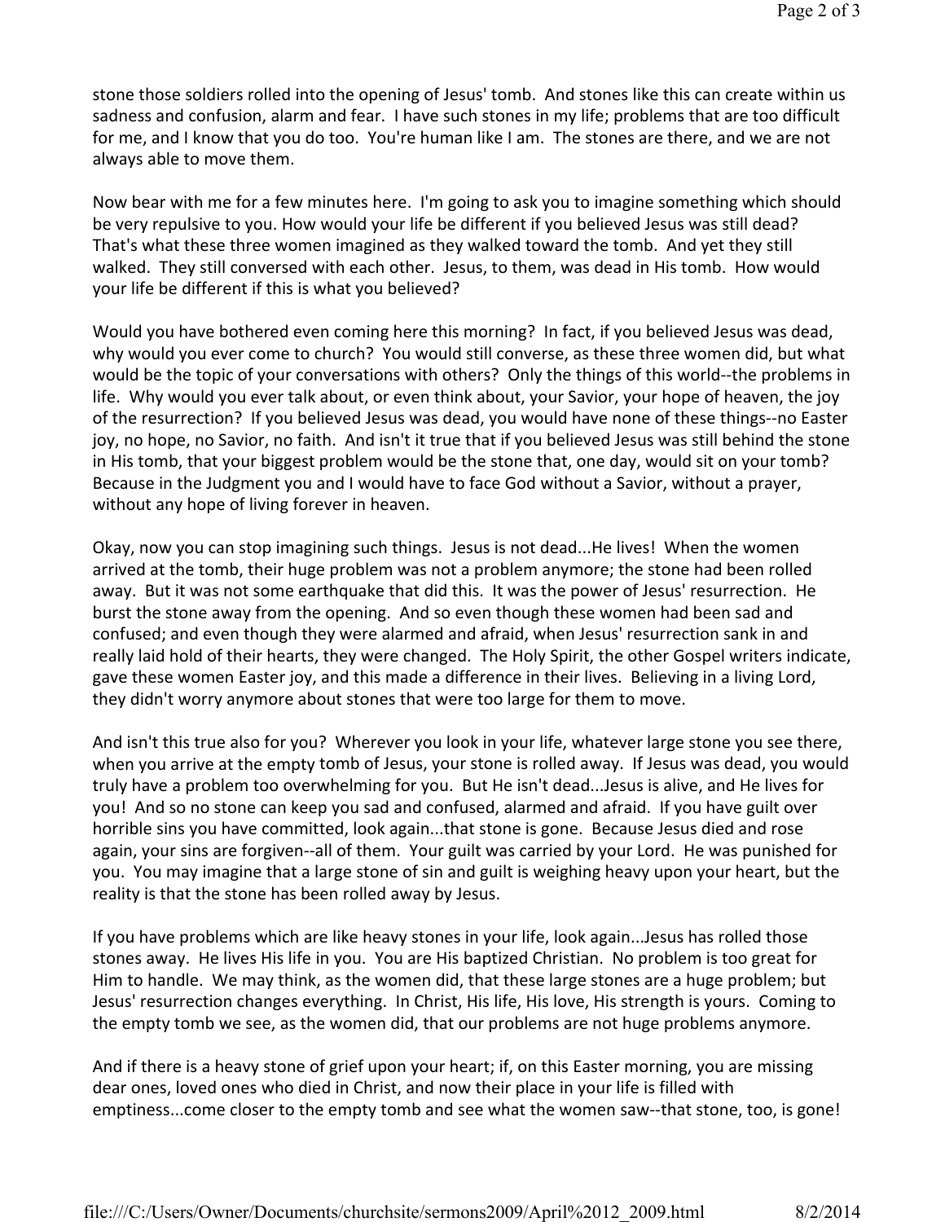stone those soldiers rolled into the opening of Jesus' tomb. And stones like this can create within us sadness and confusion, alarm and fear. I have such stones in my life; problems that are too difficult for me, and I know that you do too. You're human like I am. The stones are there, and we are not always able to move them.

Now bear with me for a few minutes here. I'm going to ask you to imagine something which should be very repulsive to you. How would your life be different if you believed Jesus was still dead? That's what these three women imagined as they walked toward the tomb. And yet they still walked. They still conversed with each other. Jesus, to them, was dead in His tomb. How would your life be different if this is what you believed?

Would you have bothered even coming here this morning? In fact, if you believed Jesus was dead, why would you ever come to church? You would still converse, as these three women did, but what would be the topic of your conversations with others? Only the things of this world--the problems in life. Why would you ever talk about, or even think about, your Savior, your hope of heaven, the joy of the resurrection? If you believed Jesus was dead, you would have none of these things--no Easter joy, no hope, no Savior, no faith. And isn't it true that if you believed Jesus was still behind the stone in His tomb, that your biggest problem would be the stone that, one day, would sit on your tomb? Because in the Judgment you and I would have to face God without a Savior, without a prayer, without any hope of living forever in heaven.

Okay, now you can stop imagining such things. Jesus is not dead...He lives! When the women arrived at the tomb, their huge problem was not a problem anymore; the stone had been rolled away. But it was not some earthquake that did this. It was the power of Jesus' resurrection. He burst the stone away from the opening. And so even though these women had been sad and confused; and even though they were alarmed and afraid, when Jesus' resurrection sank in and really laid hold of their hearts, they were changed. The Holy Spirit, the other Gospel writers indicate, gave these women Easter joy, and this made a difference in their lives. Believing in a living Lord, they didn't worry anymore about stones that were too large for them to move.

And isn't this true also for you? Wherever you look in your life, whatever large stone you see there, when you arrive at the empty tomb of Jesus, your stone is rolled away. If Jesus was dead, you would truly have a problem too overwhelming for you. But He isn't dead...Jesus is alive, and He lives for you! And so no stone can keep you sad and confused, alarmed and afraid. If you have guilt over horrible sins you have committed, look again...that stone is gone. Because Jesus died and rose again, your sins are forgiven--all of them. Your guilt was carried by your Lord. He was punished for you. You may imagine that a large stone of sin and guilt is weighing heavy upon your heart, but the reality is that the stone has been rolled away by Jesus.

If you have problems which are like heavy stones in your life, look again...Jesus has rolled those stones away. He lives His life in you. You are His baptized Christian. No problem is too great for Him to handle. We may think, as the women did, that these large stones are a huge problem; but Jesus' resurrection changes everything. In Christ, His life, His love, His strength is yours. Coming to the empty tomb we see, as the women did, that our problems are not huge problems anymore.

And if there is a heavy stone of grief upon your heart; if, on this Easter morning, you are missing dear ones, loved ones who died in Christ, and now their place in your life is filled with emptiness...come closer to the empty tomb and see what the women saw--that stone, too, is gone!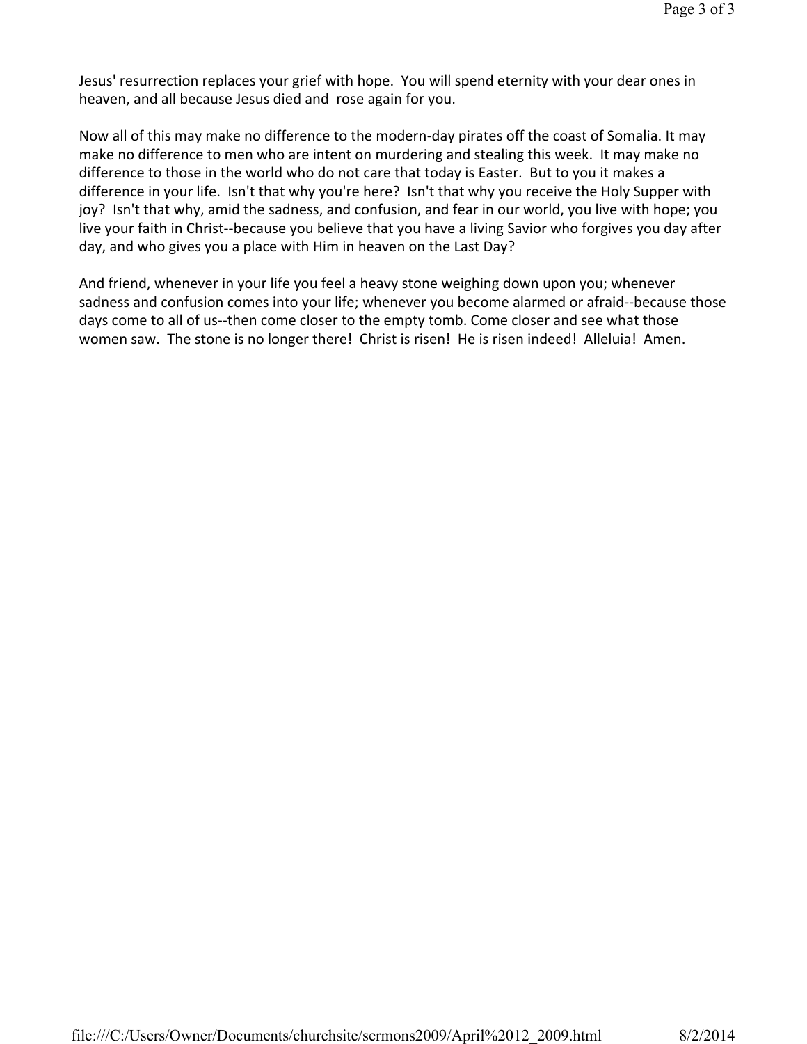Jesus' resurrection replaces your grief with hope. You will spend eternity with your dear ones in heaven, and all because Jesus died and rose again for you.

Now all of this may make no difference to the modern-day pirates off the coast of Somalia. It may make no difference to men who are intent on murdering and stealing this week. It may make no difference to those in the world who do not care that today is Easter. But to you it makes a difference in your life. Isn't that why you're here? Isn't that why you receive the Holy Supper with joy? Isn't that why, amid the sadness, and confusion, and fear in our world, you live with hope; you live your faith in Christ--because you believe that you have a living Savior who forgives you day after day, and who gives you a place with Him in heaven on the Last Day?

And friend, whenever in your life you feel a heavy stone weighing down upon you; whenever sadness and confusion comes into your life; whenever you become alarmed or afraid--because those days come to all of us--then come closer to the empty tomb. Come closer and see what those women saw. The stone is no longer there! Christ is risen! He is risen indeed! Alleluia! Amen.